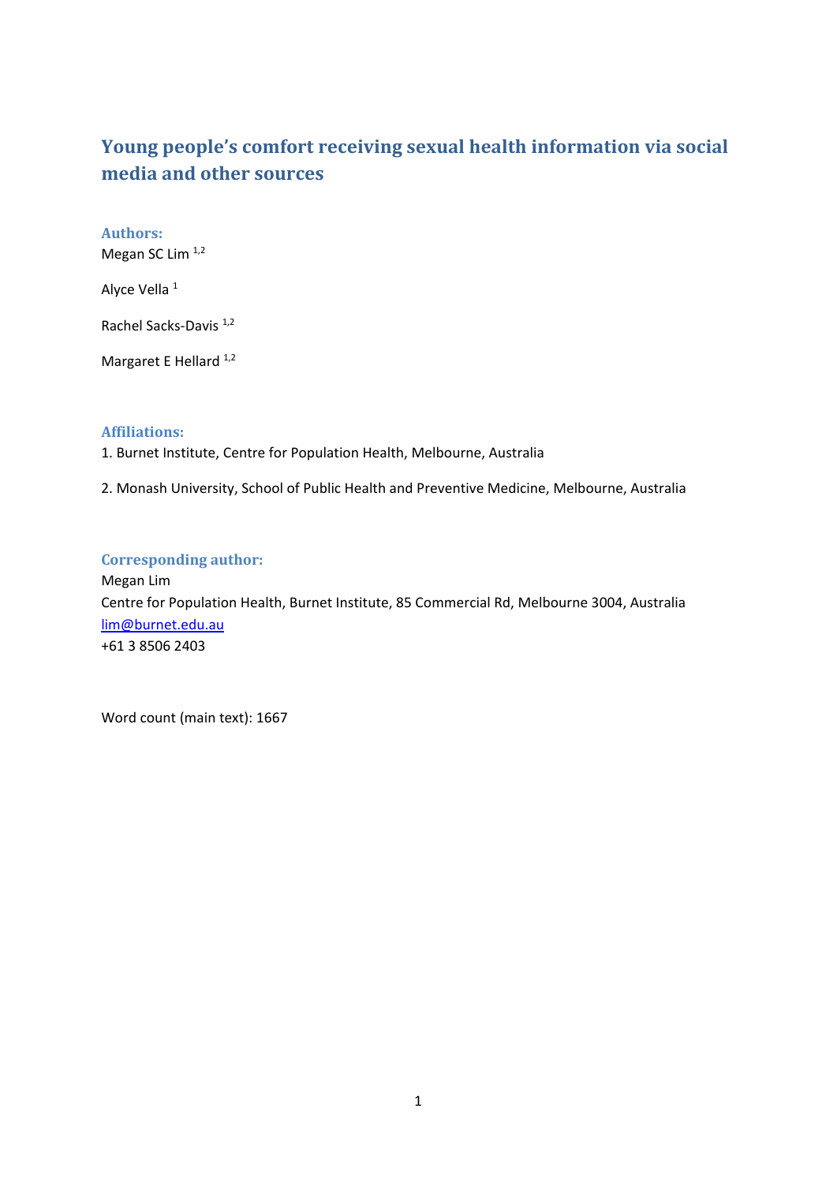# Young people's comfort receiving sexual health information via social media and other sources

## Authors:

Megan SC Lim [1,2]

Alyce Vella [1]

Rachel Sacks-Davis [1,2]

Margaret E Hellard [1,2]

## Affiliations:

1. Burnet Institute, Centre for Population Health, Melbourne, Australia

2. Monash University, School of Public Health and Preventive Medicine, Melbourne, Australia

## Corresponding author:

Megan Lim
Centre for Population Health, Burnet Institute, 85 Commercial Rd, Melbourne 3004, Australia
lim@burnet.edu.au
+61 3 8506 2403

Word count (main text): 1667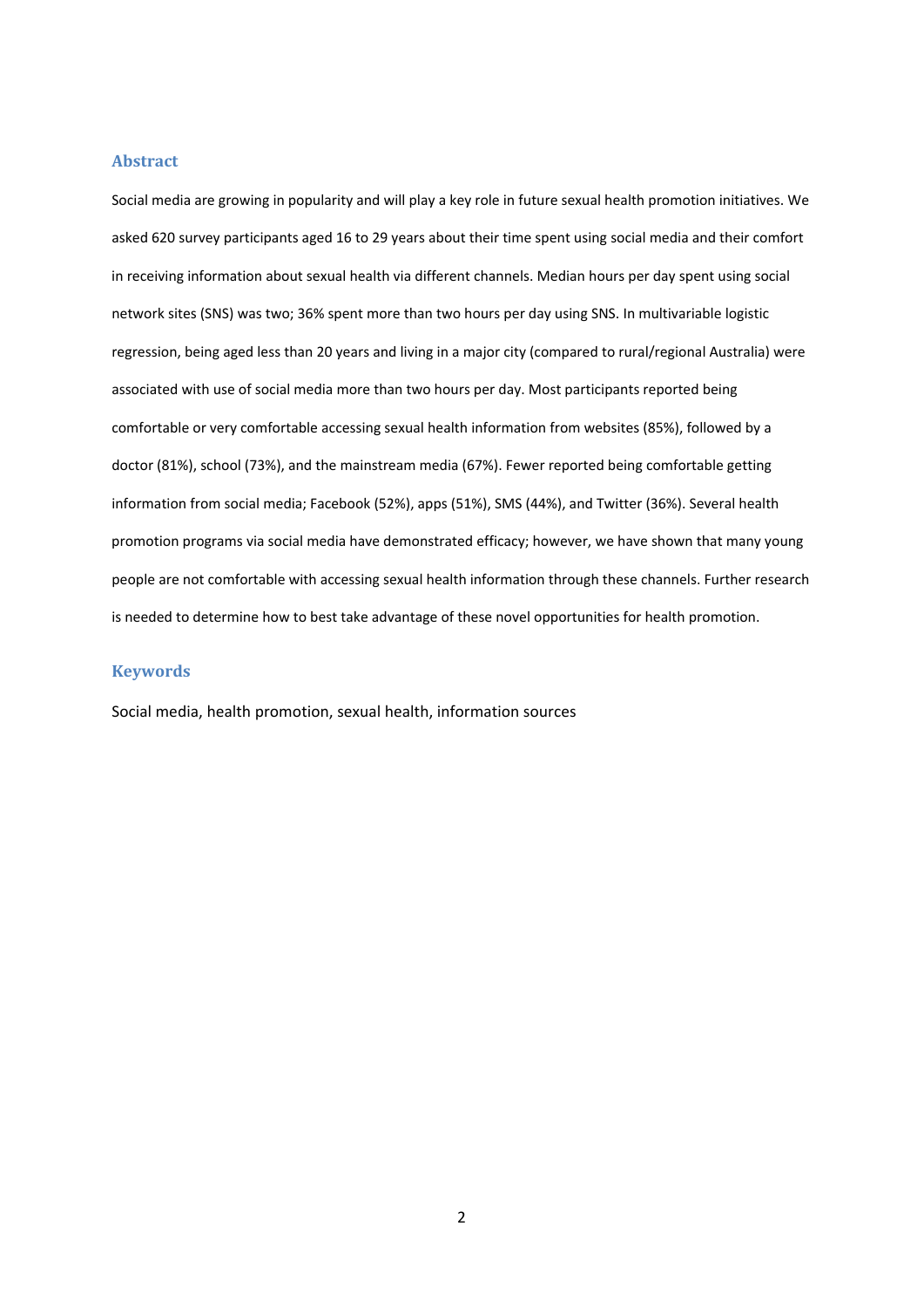## Abstract

Social media are growing in popularity and will play a key role in future sexual health promotion initiatives. We asked 620 survey participants aged 16 to 29 years about their time spent using social media and their comfort in receiving information about sexual health via different channels. Median hours per day spent using social network sites (SNS) was two; 36% spent more than two hours per day using SNS. In multivariable logistic regression, being aged less than 20 years and living in a major city (compared to rural/regional Australia) were associated with use of social media more than two hours per day. Most participants reported being comfortable or very comfortable accessing sexual health information from websites (85%), followed by a doctor (81%), school (73%), and the mainstream media (67%). Fewer reported being comfortable getting information from social media; Facebook (52%), apps (51%), SMS (44%), and Twitter (36%). Several health promotion programs via social media have demonstrated efficacy; however, we have shown that many young people are not comfortable with accessing sexual health information through these channels. Further research is needed to determine how to best take advantage of these novel opportunities for health promotion.

## Keywords

Social media, health promotion, sexual health, information sources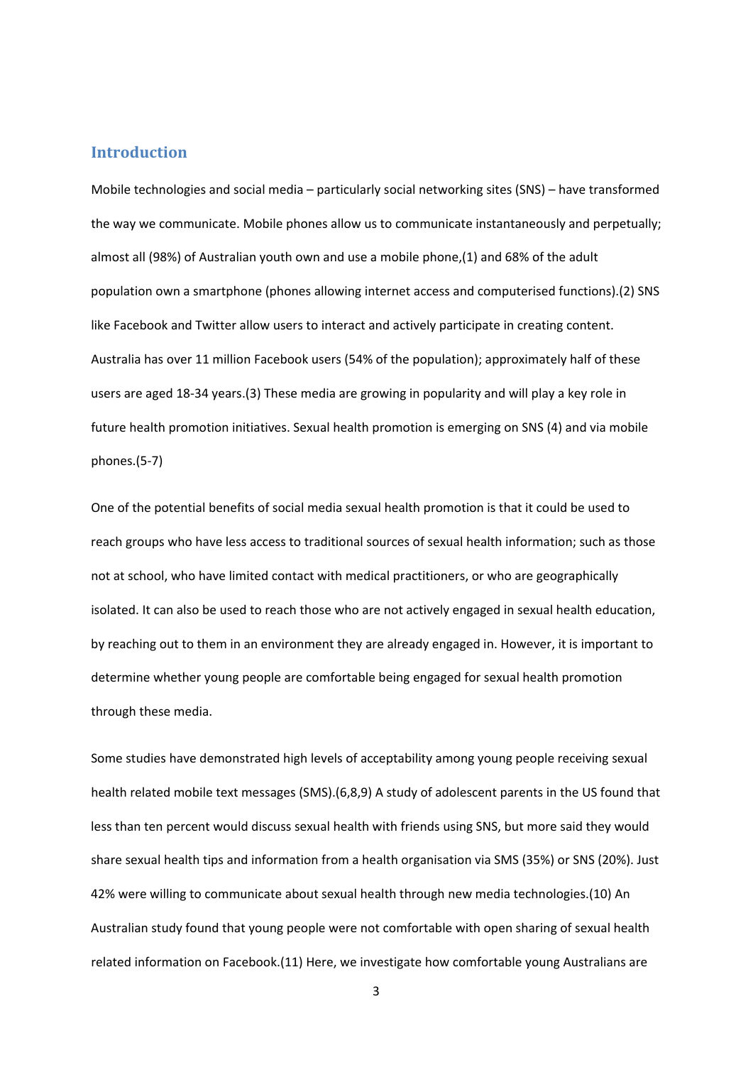## Introduction

Mobile technologies and social media – particularly social networking sites (SNS) – have transformed the way we communicate. Mobile phones allow us to communicate instantaneously and perpetually; almost all (98%) of Australian youth own and use a mobile phone,(1) and 68% of the adult population own a smartphone (phones allowing internet access and computerised functions).(2) SNS like Facebook and Twitter allow users to interact and actively participate in creating content. Australia has over 11 million Facebook users (54% of the population); approximately half of these users are aged 18-34 years.(3) These media are growing in popularity and will play a key role in future health promotion initiatives. Sexual health promotion is emerging on SNS (4) and via mobile phones.(5-7)

One of the potential benefits of social media sexual health promotion is that it could be used to reach groups who have less access to traditional sources of sexual health information; such as those not at school, who have limited contact with medical practitioners, or who are geographically isolated. It can also be used to reach those who are not actively engaged in sexual health education, by reaching out to them in an environment they are already engaged in. However, it is important to determine whether young people are comfortable being engaged for sexual health promotion through these media.

Some studies have demonstrated high levels of acceptability among young people receiving sexual health related mobile text messages (SMS).(6,8,9) A study of adolescent parents in the US found that less than ten percent would discuss sexual health with friends using SNS, but more said they would share sexual health tips and information from a health organisation via SMS (35%) or SNS (20%). Just 42% were willing to communicate about sexual health through new media technologies.(10) An Australian study found that young people were not comfortable with open sharing of sexual health related information on Facebook.(11) Here, we investigate how comfortable young Australians are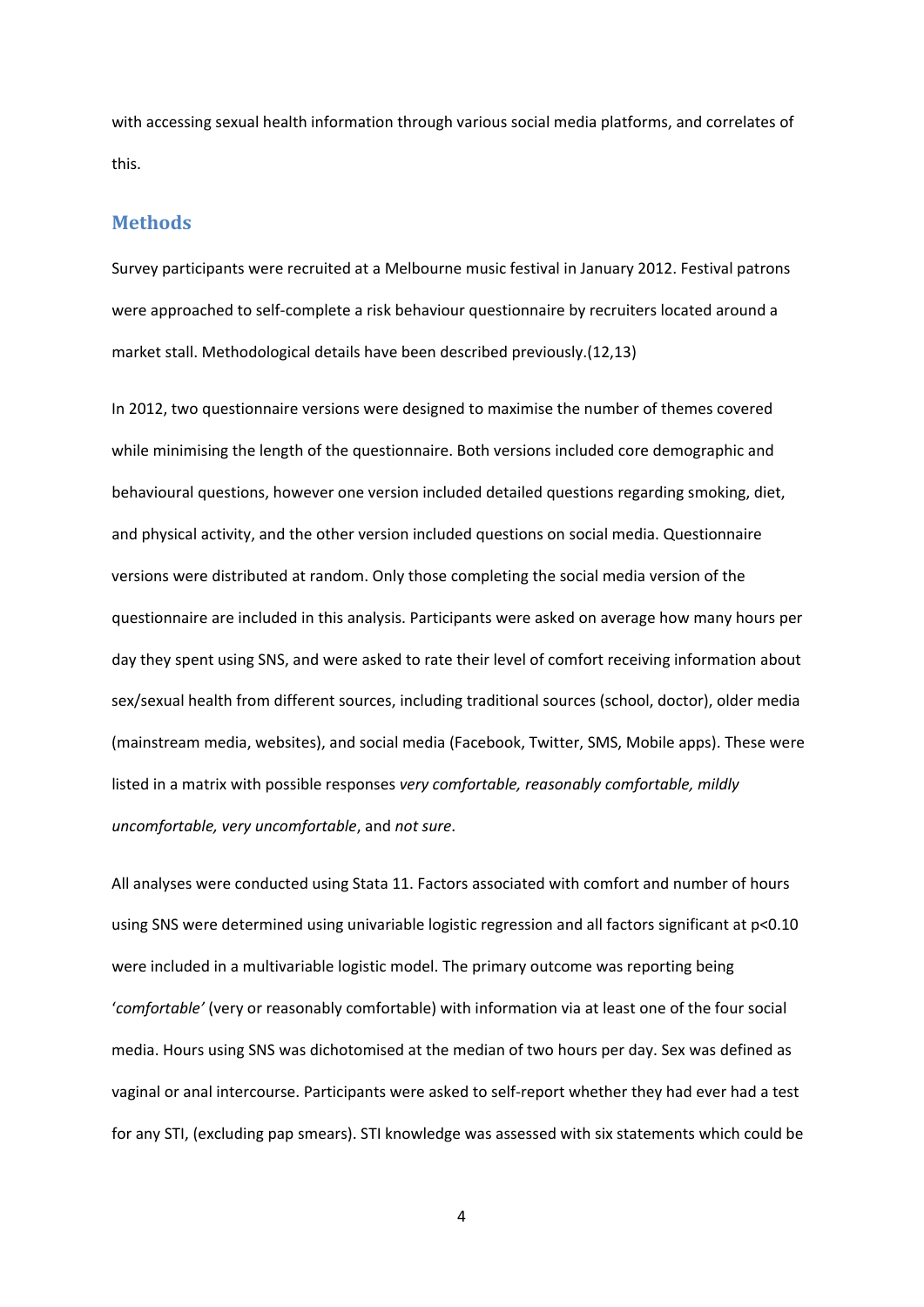with accessing sexual health information through various social media platforms, and correlates of this.

## Methods

Survey participants were recruited at a Melbourne music festival in January 2012. Festival patrons were approached to self-complete a risk behaviour questionnaire by recruiters located around a market stall. Methodological details have been described previously.(12,13)

In 2012, two questionnaire versions were designed to maximise the number of themes covered while minimising the length of the questionnaire. Both versions included core demographic and behavioural questions, however one version included detailed questions regarding smoking, diet, and physical activity, and the other version included questions on social media. Questionnaire versions were distributed at random. Only those completing the social media version of the questionnaire are included in this analysis. Participants were asked on average how many hours per day they spent using SNS, and were asked to rate their level of comfort receiving information about sex/sexual health from different sources, including traditional sources (school, doctor), older media (mainstream media, websites), and social media (Facebook, Twitter, SMS, Mobile apps). These were listed in a matrix with possible responses *very comfortable, reasonably comfortable, mildly uncomfortable, very uncomfortable*, and *not sure*.

All analyses were conducted using Stata 11. Factors associated with comfort and number of hours using SNS were determined using univariable logistic regression and all factors significant at $p<0.10$ were included in a multivariable logistic model. The primary outcome was reporting being '*comfortable'* (very or reasonably comfortable) with information via at least one of the four social media. Hours using SNS was dichotomised at the median of two hours per day. Sex was defined as vaginal or anal intercourse. Participants were asked to self-report whether they had ever had a test for any STI, (excluding pap smears). STI knowledge was assessed with six statements which could be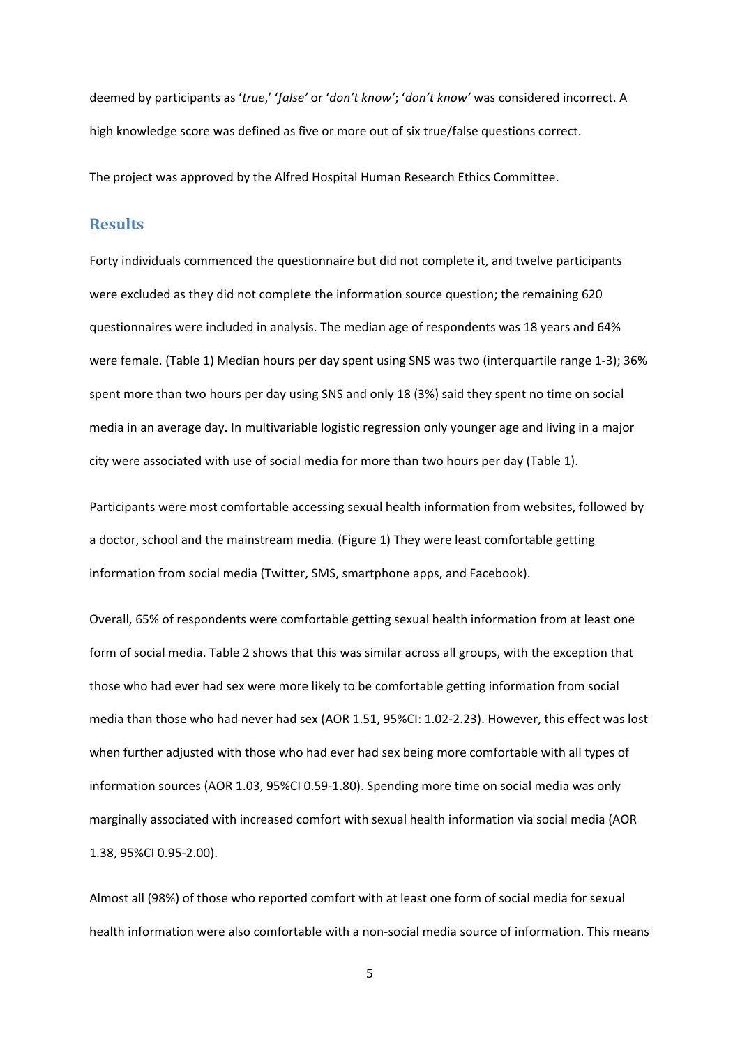deemed by participants as '*true*,' '*false'* or '*don't know'*; '*don't know'* was considered incorrect. A high knowledge score was defined as five or more out of six true/false questions correct.

The project was approved by the Alfred Hospital Human Research Ethics Committee.

## Results

Forty individuals commenced the questionnaire but did not complete it, and twelve participants were excluded as they did not complete the information source question; the remaining 620 questionnaires were included in analysis. The median age of respondents was 18 years and 64% were female. (Table 1) Median hours per day spent using SNS was two (interquartile range 1-3); 36% spent more than two hours per day using SNS and only 18 (3%) said they spent no time on social media in an average day. In multivariable logistic regression only younger age and living in a major city were associated with use of social media for more than two hours per day (Table 1).

Participants were most comfortable accessing sexual health information from websites, followed by a doctor, school and the mainstream media. (Figure 1) They were least comfortable getting information from social media (Twitter, SMS, smartphone apps, and Facebook).

Overall, 65% of respondents were comfortable getting sexual health information from at least one form of social media. Table 2 shows that this was similar across all groups, with the exception that those who had ever had sex were more likely to be comfortable getting information from social media than those who had never had sex (AOR 1.51, 95%CI: 1.02-2.23). However, this effect was lost when further adjusted with those who had ever had sex being more comfortable with all types of information sources (AOR 1.03, 95%CI 0.59-1.80). Spending more time on social media was only marginally associated with increased comfort with sexual health information via social media (AOR 1.38, 95%CI 0.95-2.00).

Almost all (98%) of those who reported comfort with at least one form of social media for sexual health information were also comfortable with a non-social media source of information. This means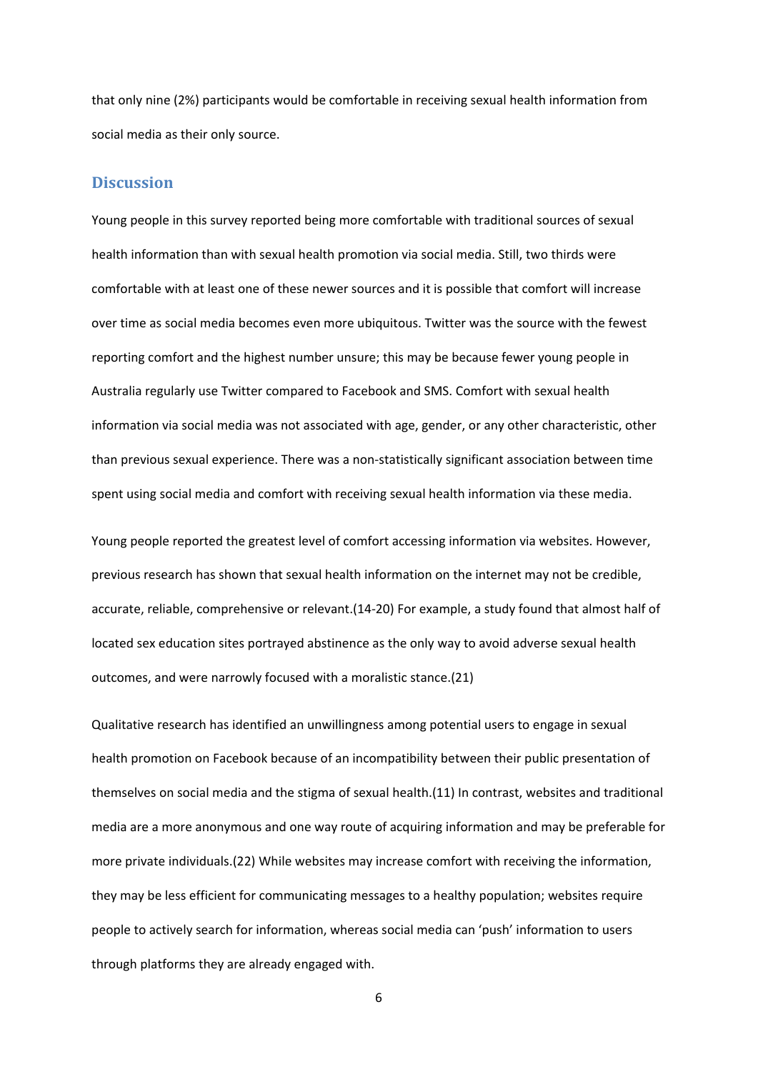that only nine (2%) participants would be comfortable in receiving sexual health information from social media as their only source.

## Discussion

Young people in this survey reported being more comfortable with traditional sources of sexual health information than with sexual health promotion via social media. Still, two thirds were comfortable with at least one of these newer sources and it is possible that comfort will increase over time as social media becomes even more ubiquitous. Twitter was the source with the fewest reporting comfort and the highest number unsure; this may be because fewer young people in Australia regularly use Twitter compared to Facebook and SMS. Comfort with sexual health information via social media was not associated with age, gender, or any other characteristic, other than previous sexual experience. There was a non-statistically significant association between time spent using social media and comfort with receiving sexual health information via these media.

Young people reported the greatest level of comfort accessing information via websites. However, previous research has shown that sexual health information on the internet may not be credible, accurate, reliable, comprehensive or relevant.(14-20) For example, a study found that almost half of located sex education sites portrayed abstinence as the only way to avoid adverse sexual health outcomes, and were narrowly focused with a moralistic stance.(21)

Qualitative research has identified an unwillingness among potential users to engage in sexual health promotion on Facebook because of an incompatibility between their public presentation of themselves on social media and the stigma of sexual health.(11) In contrast, websites and traditional media are a more anonymous and one way route of acquiring information and may be preferable for more private individuals.(22) While websites may increase comfort with receiving the information, they may be less efficient for communicating messages to a healthy population; websites require people to actively search for information, whereas social media can 'push' information to users through platforms they are already engaged with.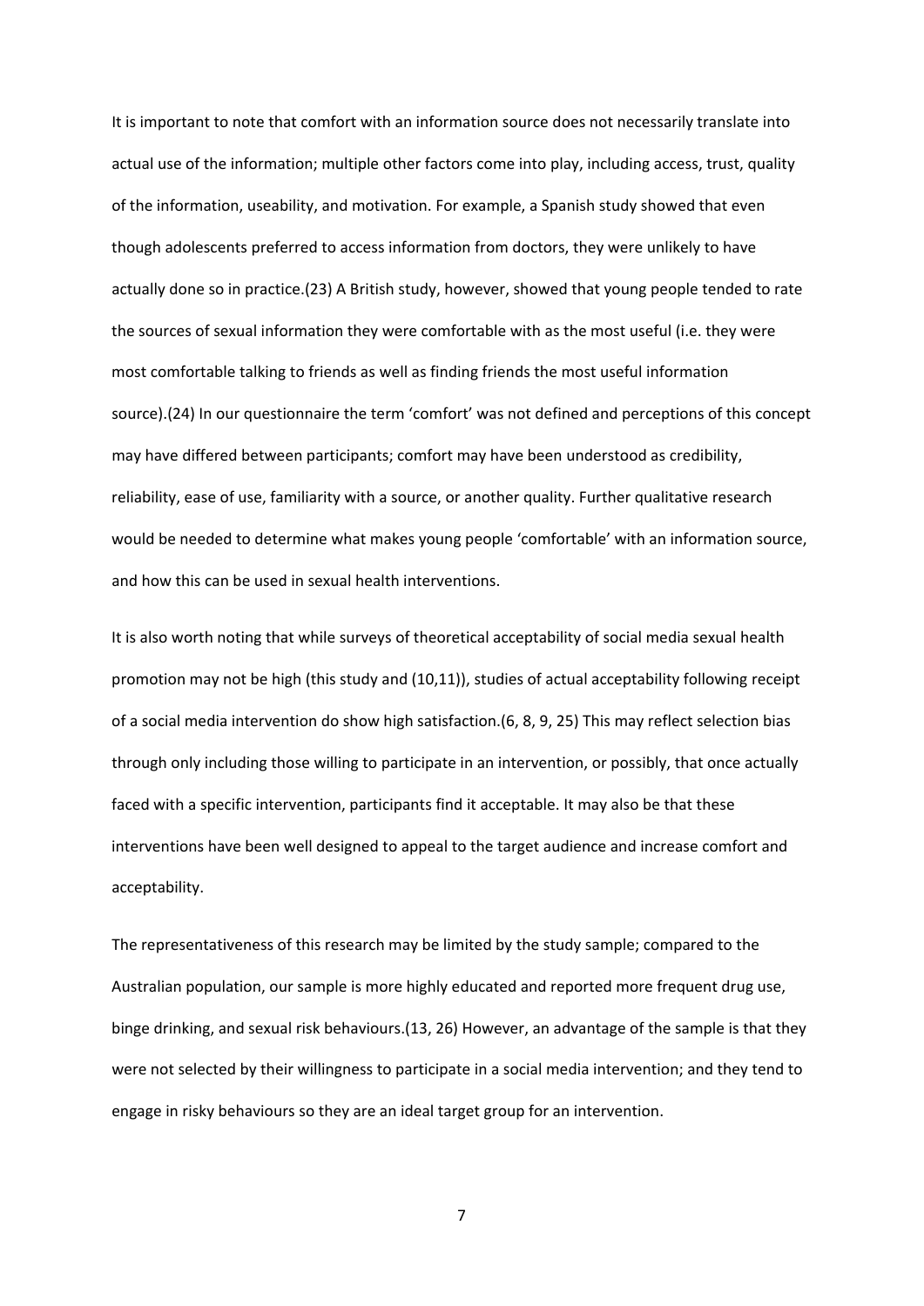It is important to note that comfort with an information source does not necessarily translate into actual use of the information; multiple other factors come into play, including access, trust, quality of the information, useability, and motivation. For example, a Spanish study showed that even though adolescents preferred to access information from doctors, they were unlikely to have actually done so in practice.(23) A British study, however, showed that young people tended to rate the sources of sexual information they were comfortable with as the most useful (i.e. they were most comfortable talking to friends as well as finding friends the most useful information source).(24) In our questionnaire the term 'comfort' was not defined and perceptions of this concept may have differed between participants; comfort may have been understood as credibility, reliability, ease of use, familiarity with a source, or another quality. Further qualitative research would be needed to determine what makes young people 'comfortable' with an information source, and how this can be used in sexual health interventions.

It is also worth noting that while surveys of theoretical acceptability of social media sexual health promotion may not be high (this study and (10,11)), studies of actual acceptability following receipt of a social media intervention do show high satisfaction.(6, 8, 9, 25) This may reflect selection bias through only including those willing to participate in an intervention, or possibly, that once actually faced with a specific intervention, participants find it acceptable. It may also be that these interventions have been well designed to appeal to the target audience and increase comfort and acceptability.

The representativeness of this research may be limited by the study sample; compared to the Australian population, our sample is more highly educated and reported more frequent drug use, binge drinking, and sexual risk behaviours.(13, 26) However, an advantage of the sample is that they were not selected by their willingness to participate in a social media intervention; and they tend to engage in risky behaviours so they are an ideal target group for an intervention.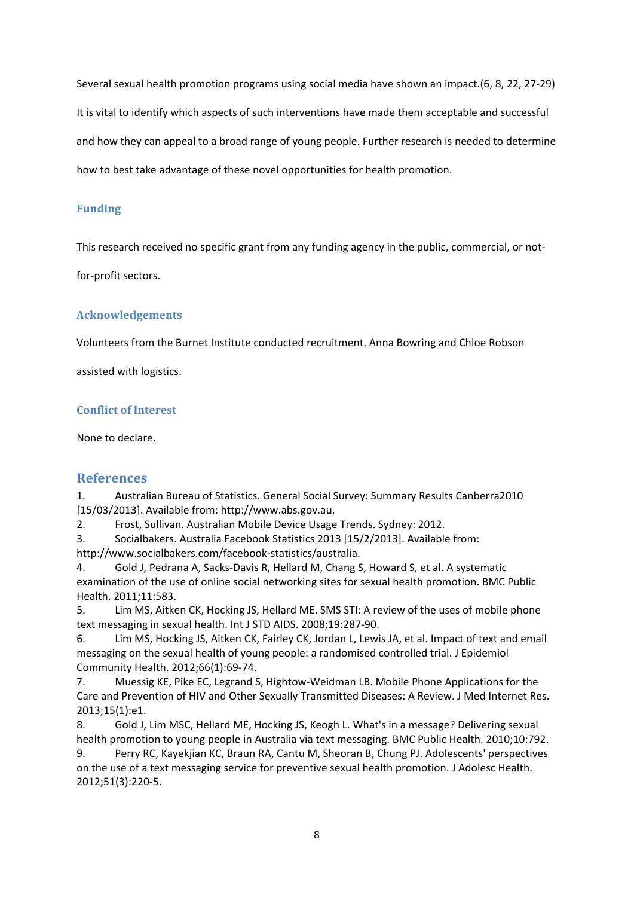Several sexual health promotion programs using social media have shown an impact.(6, 8, 22, 27-29) It is vital to identify which aspects of such interventions have made them acceptable and successful and how they can appeal to a broad range of young people. Further research is needed to determine how to best take advantage of these novel opportunities for health promotion.

## Funding

This research received no specific grant from any funding agency in the public, commercial, or not-for-profit sectors.

## Acknowledgements

Volunteers from the Burnet Institute conducted recruitment. Anna Bowring and Chloe Robson assisted with logistics.

## Conflict of Interest

None to declare.

# References

1. Australian Bureau of Statistics. General Social Survey: Summary Results Canberra2010 [15/03/2013]. Available from: http://www.abs.gov.au.
2. Frost, Sullivan. Australian Mobile Device Usage Trends. Sydney: 2012.
3. Socialbakers. Australia Facebook Statistics 2013 [15/2/2013]. Available from: http://www.socialbakers.com/facebook-statistics/australia.
4. Gold J, Pedrana A, Sacks-Davis R, Hellard M, Chang S, Howard S, et al. A systematic examination of the use of online social networking sites for sexual health promotion. BMC Public Health. 2011;11:583.
5. Lim MS, Aitken CK, Hocking JS, Hellard ME. SMS STI: A review of the uses of mobile phone text messaging in sexual health. Int J STD AIDS. 2008;19:287-90.
6. Lim MS, Hocking JS, Aitken CK, Fairley CK, Jordan L, Lewis JA, et al. Impact of text and email messaging on the sexual health of young people: a randomised controlled trial. J Epidemiol Community Health. 2012;66(1):69-74.
7. Muessig KE, Pike EC, Legrand S, Hightow-Weidman LB. Mobile Phone Applications for the Care and Prevention of HIV and Other Sexually Transmitted Diseases: A Review. J Med Internet Res. 2013;15(1):e1.
8. Gold J, Lim MSC, Hellard ME, Hocking JS, Keogh L. What's in a message? Delivering sexual health promotion to young people in Australia via text messaging. BMC Public Health. 2010;10:792.
9. Perry RC, Kayekjian KC, Braun RA, Cantu M, Sheoran B, Chung PJ. Adolescents' perspectives on the use of a text messaging service for preventive sexual health promotion. J Adolesc Health. 2012;51(3):220-5.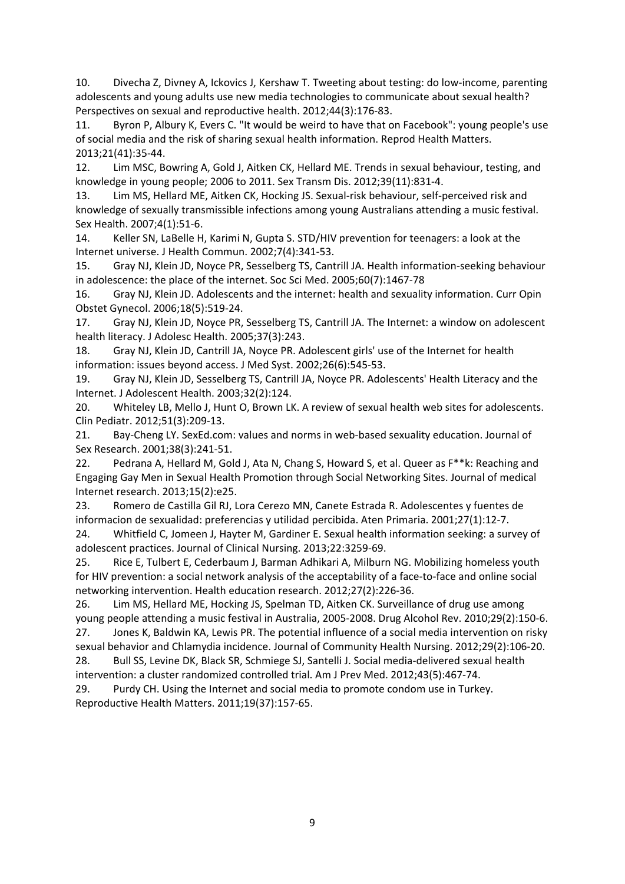10. Divecha Z, Divney A, Ickovics J, Kershaw T. Tweeting about testing: do low-income, parenting adolescents and young adults use new media technologies to communicate about sexual health? Perspectives on sexual and reproductive health. 2012;44(3):176-83.
11. Byron P, Albury K, Evers C. "It would be weird to have that on Facebook": young people's use of social media and the risk of sharing sexual health information. Reprod Health Matters. 2013;21(41):35-44.
12. Lim MSC, Bowring A, Gold J, Aitken CK, Hellard ME. Trends in sexual behaviour, testing, and knowledge in young people; 2006 to 2011. Sex Transm Dis. 2012;39(11):831-4.
13. Lim MS, Hellard ME, Aitken CK, Hocking JS. Sexual-risk behaviour, self-perceived risk and knowledge of sexually transmissible infections among young Australians attending a music festival. Sex Health. 2007;4(1):51-6.
14. Keller SN, LaBelle H, Karimi N, Gupta S. STD/HIV prevention for teenagers: a look at the Internet universe. J Health Commun. 2002;7(4):341-53.
15. Gray NJ, Klein JD, Noyce PR, Sesselberg TS, Cantrill JA. Health information-seeking behaviour in adolescence: the place of the internet. Soc Sci Med. 2005;60(7):1467-78
16. Gray NJ, Klein JD. Adolescents and the internet: health and sexuality information. Curr Opin Obstet Gynecol. 2006;18(5):519-24.
17. Gray NJ, Klein JD, Noyce PR, Sesselberg TS, Cantrill JA. The Internet: a window on adolescent health literacy. J Adolesc Health. 2005;37(3):243.
18. Gray NJ, Klein JD, Cantrill JA, Noyce PR. Adolescent girls' use of the Internet for health information: issues beyond access. J Med Syst. 2002;26(6):545-53.
19. Gray NJ, Klein JD, Sesselberg TS, Cantrill JA, Noyce PR. Adolescents' Health Literacy and the Internet. J Adolescent Health. 2003;32(2):124.
20. Whiteley LB, Mello J, Hunt O, Brown LK. A review of sexual health web sites for adolescents. Clin Pediatr. 2012;51(3):209-13.
21. Bay-Cheng LY. SexEd.com: values and norms in web-based sexuality education. Journal of Sex Research. 2001;38(3):241-51.
22. Pedrana A, Hellard M, Gold J, Ata N, Chang S, Howard S, et al. Queer as F**k: Reaching and Engaging Gay Men in Sexual Health Promotion through Social Networking Sites. Journal of medical Internet research. 2013;15(2):e25.
23. Romero de Castilla Gil RJ, Lora Cerezo MN, Canete Estrada R. Adolescentes y fuentes de informacion de sexualidad: preferencias y utilidad percibida. Aten Primaria. 2001;27(1):12-7.
24. Whitfield C, Jomeen J, Hayter M, Gardiner E. Sexual health information seeking: a survey of adolescent practices. Journal of Clinical Nursing. 2013;22:3259-69.
25. Rice E, Tulbert E, Cederbaum J, Barman Adhikari A, Milburn NG. Mobilizing homeless youth for HIV prevention: a social network analysis of the acceptability of a face-to-face and online social networking intervention. Health education research. 2012;27(2):226-36.
26. Lim MS, Hellard ME, Hocking JS, Spelman TD, Aitken CK. Surveillance of drug use among young people attending a music festival in Australia, 2005-2008. Drug Alcohol Rev. 2010;29(2):150-6.
27. Jones K, Baldwin KA, Lewis PR. The potential influence of a social media intervention on risky sexual behavior and Chlamydia incidence. Journal of Community Health Nursing. 2012;29(2):106-20.
28. Bull SS, Levine DK, Black SR, Schmiege SJ, Santelli J. Social media-delivered sexual health intervention: a cluster randomized controlled trial. Am J Prev Med. 2012;43(5):467-74.
29. Purdy CH. Using the Internet and social media to promote condom use in Turkey. Reproductive Health Matters. 2011;19(37):157-65.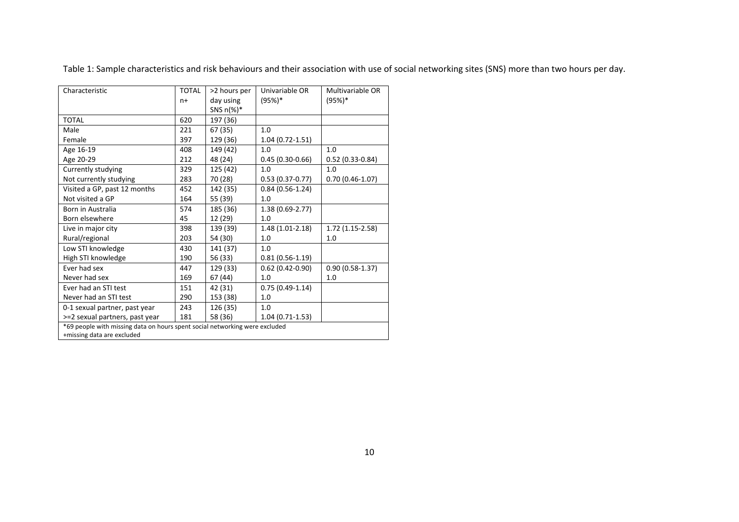Table 1: Sample characteristics and risk behaviours and their association with use of social networking sites (SNS) more than two hours per day.

| Characteristic | TOTAL n+ | >2 hours per day using SNS n(%)* | Univariable OR (95%)* | Multivariable OR (95%)* |
|---|---|---|---|---|
| TOTAL | 620 | 197 (36) | | |
| Male | 221 | 67 (35) | 1.0 | |
| Female | 397 | 129 (36) | 1.04 (0.72-1.51) | |
| Age 16-19 | 408 | 149 (42) | 1.0 | 1.0 |
| Age 20-29 | 212 | 48 (24) | 0.45 (0.30-0.66) | 0.52 (0.33-0.84) |
| Currently studying | 329 | 125 (42) | 1.0 | 1.0 |
| Not currently studying | 283 | 70 (28) | 0.53 (0.37-0.77) | 0.70 (0.46-1.07) |
| Visited a GP, past 12 months | 452 | 142 (35) | 0.84 (0.56-1.24) | |
| Not visited a GP | 164 | 55 (39) | 1.0 | |
| Born in Australia | 574 | 185 (36) | 1.38 (0.69-2.77) | |
| Born elsewhere | 45 | 12 (29) | 1.0 | |
| Live in major city | 398 | 139 (39) | 1.48 (1.01-2.18) | 1.72 (1.15-2.58) |
| Rural/regional | 203 | 54 (30) | 1.0 | 1.0 |
| Low STI knowledge | 430 | 141 (37) | 1.0 | |
| High STI knowledge | 190 | 56 (33) | 0.81 (0.56-1.19) | |
| Ever had sex | 447 | 129 (33) | 0.62 (0.42-0.90) | 0.90 (0.58-1.37) |
| Never had sex | 169 | 67 (44) | 1.0 | 1.0 |
| Ever had an STI test | 151 | 42 (31) | 0.75 (0.49-1.14) | |
| Never had an STI test | 290 | 153 (38) | 1.0 | |
| 0-1 sexual partner, past year | 243 | 126 (35) | 1.0 | |
| >=2 sexual partners, past year | 181 | 58 (36) | 1.04 (0.71-1.53) | |

*69 people with missing data on hours spent social networking were excluded
+missing data are excluded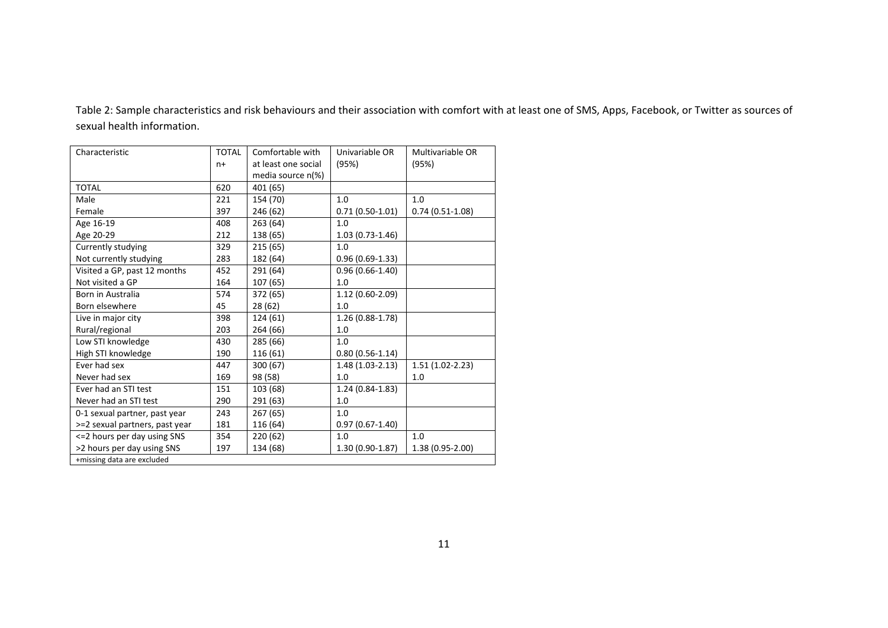Table 2: Sample characteristics and risk behaviours and their association with comfort with at least one of SMS, Apps, Facebook, or Twitter as sources of sexual health information.

| Characteristic | TOTAL n+ | Comfortable with at least one social media source n(%) | Univariable OR (95%) | Multivariable OR (95%) |
|---|---|---|---|---|
| TOTAL | 620 | 401 (65) | | |
| Male | 221 | 154 (70) | 1.0 | 1.0 |
| Female | 397 | 246 (62) | 0.71 (0.50-1.01) | 0.74 (0.51-1.08) |
| Age 16-19 | 408 | 263 (64) | 1.0 | |
| Age 20-29 | 212 | 138 (65) | 1.03 (0.73-1.46) | |
| Currently studying | 329 | 215 (65) | 1.0 | |
| Not currently studying | 283 | 182 (64) | 0.96 (0.69-1.33) | |
| Visited a GP, past 12 months | 452 | 291 (64) | 0.96 (0.66-1.40) | |
| Not visited a GP | 164 | 107 (65) | 1.0 | |
| Born in Australia | 574 | 372 (65) | 1.12 (0.60-2.09) | |
| Born elsewhere | 45 | 28 (62) | 1.0 | |
| Live in major city | 398 | 124 (61) | 1.26 (0.88-1.78) | |
| Rural/regional | 203 | 264 (66) | 1.0 | |
| Low STI knowledge | 430 | 285 (66) | 1.0 | |
| High STI knowledge | 190 | 116 (61) | 0.80 (0.56-1.14) | |
| Ever had sex | 447 | 300 (67) | 1.48 (1.03-2.13) | 1.51 (1.02-2.23) |
| Never had sex | 169 | 98 (58) | 1.0 | 1.0 |
| Ever had an STI test | 151 | 103 (68) | 1.24 (0.84-1.83) | |
| Never had an STI test | 290 | 291 (63) | 1.0 | |
| 0-1 sexual partner, past year | 243 | 267 (65) | 1.0 | |
| >=2 sexual partners, past year | 181 | 116 (64) | 0.97 (0.67-1.40) | |
| <=2 hours per day using SNS | 354 | 220 (62) | 1.0 | 1.0 |
| >2 hours per day using SNS | 197 | 134 (68) | 1.30 (0.90-1.87) | 1.38 (0.95-2.00) |

+missing data are excluded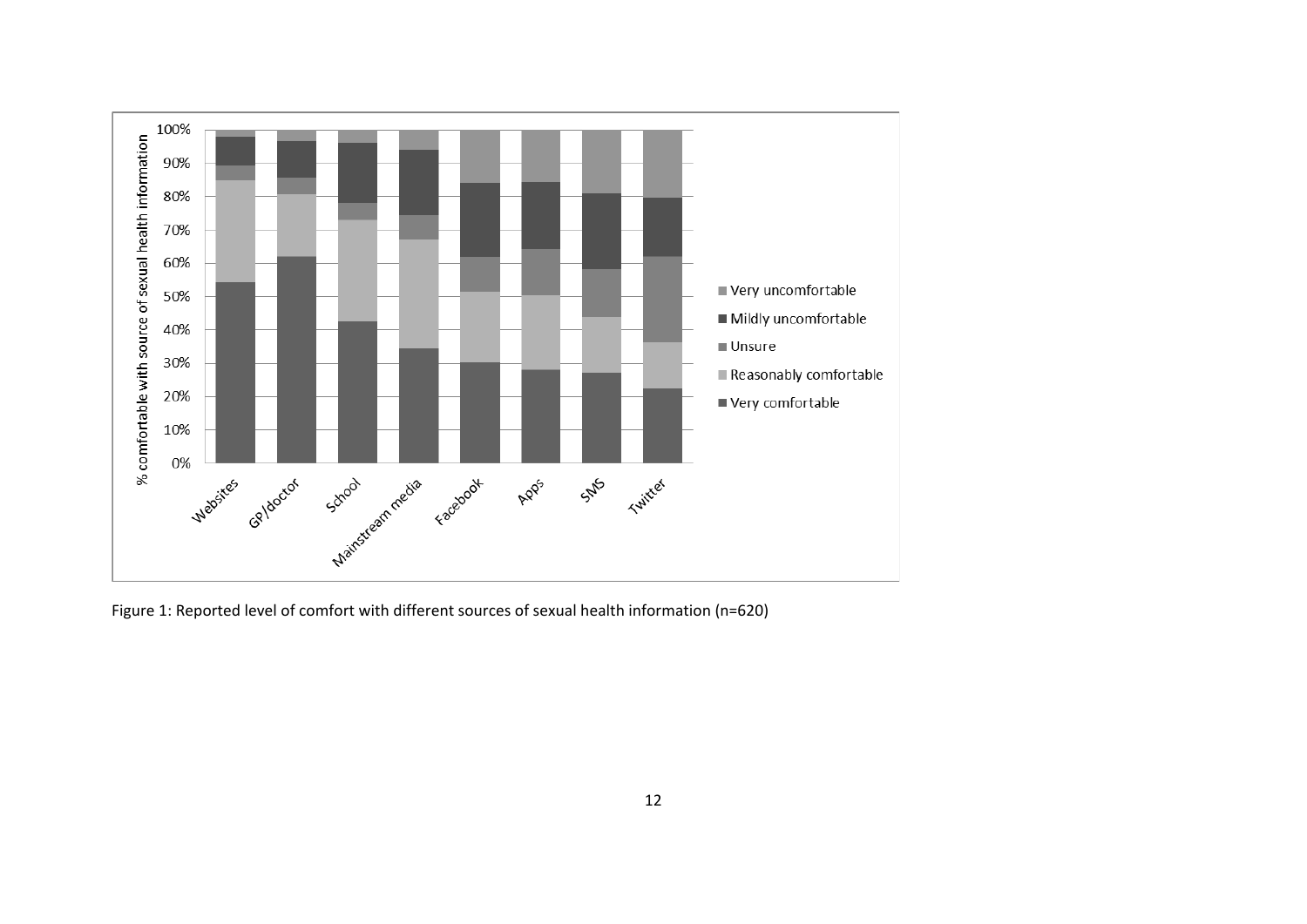% comfortable with source of sexual health information

100%
90%
80%
70%
60%
50%
40%
30%
20%
10%
0%

Websites
GP/doctor
School
Mainstream media
Facebook
Apps
SMS
Twitter

Very uncomfortable
Mildly uncomfortable
Unsure
Reasonably comfortable
Very comfortable

Figure 1: Reported level of comfort with different sources of sexual health information (n=620)